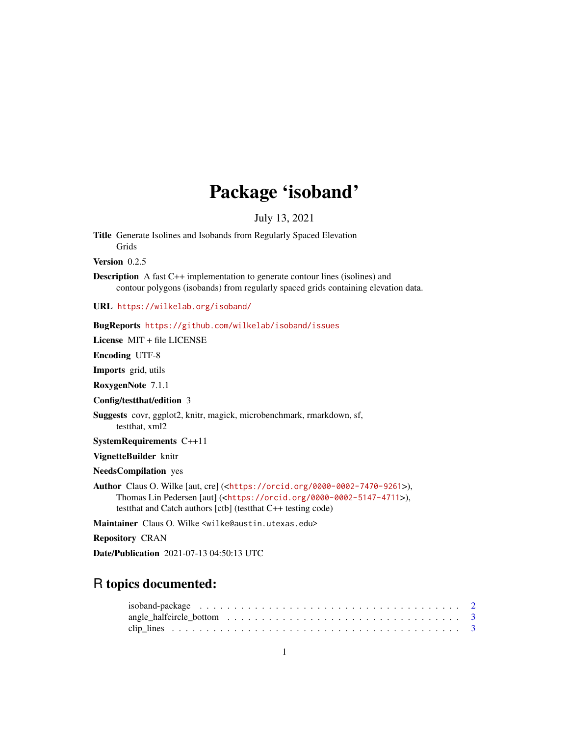# Package 'isoband'

July 13, 2021

**Title** Generate Isolines and Isobands from Regularly Spaced Elevation Grids

**Version** 0.2.5

**Description** A fast C++ implementation to generate contour lines (isolines) and contour polygons (isobands) from regularly spaced grids containing elevation data.

**URL** https://wilkelab.org/isoband/

**BugReports** https://github.com/wilkelab/isoband/issues

**License** MIT + file LICENSE

**Encoding** UTF-8

**Imports** grid, utils

**RoxygenNote** 7.1.1

**Config/testthat/edition** 3

**Suggests** covr, ggplot2, knitr, magick, microbenchmark, rmarkdown, sf, testthat, xml2

**SystemRequirements** C++11

**VignetteBuilder** knitr

**NeedsCompilation** yes

**Author** Claus O. Wilke [aut, cre] (<https://orcid.org/0000-0002-7470-9261>), Thomas Lin Pedersen [aut] (<https://orcid.org/0000-0002-5147-4711>), testthat and Catch authors [ctb] (testthat C++ testing code)

**Maintainer** Claus O. Wilke <wilke@austin.utexas.edu>

**Repository** CRAN

**Date/Publication** 2021-07-13 04:50:13 UTC

## R topics documented:

isoband-package . . . . . . . . . . . . . . . . . . . . . . . . . . . . . . . . . . . . . . 2
angle_halfcircle_bottom . . . . . . . . . . . . . . . . . . . . . . . . . . . . . . . . . . 3
clip_lines . . . . . . . . . . . . . . . . . . . . . . . . . . . . . . . . . . . . . . . . . 3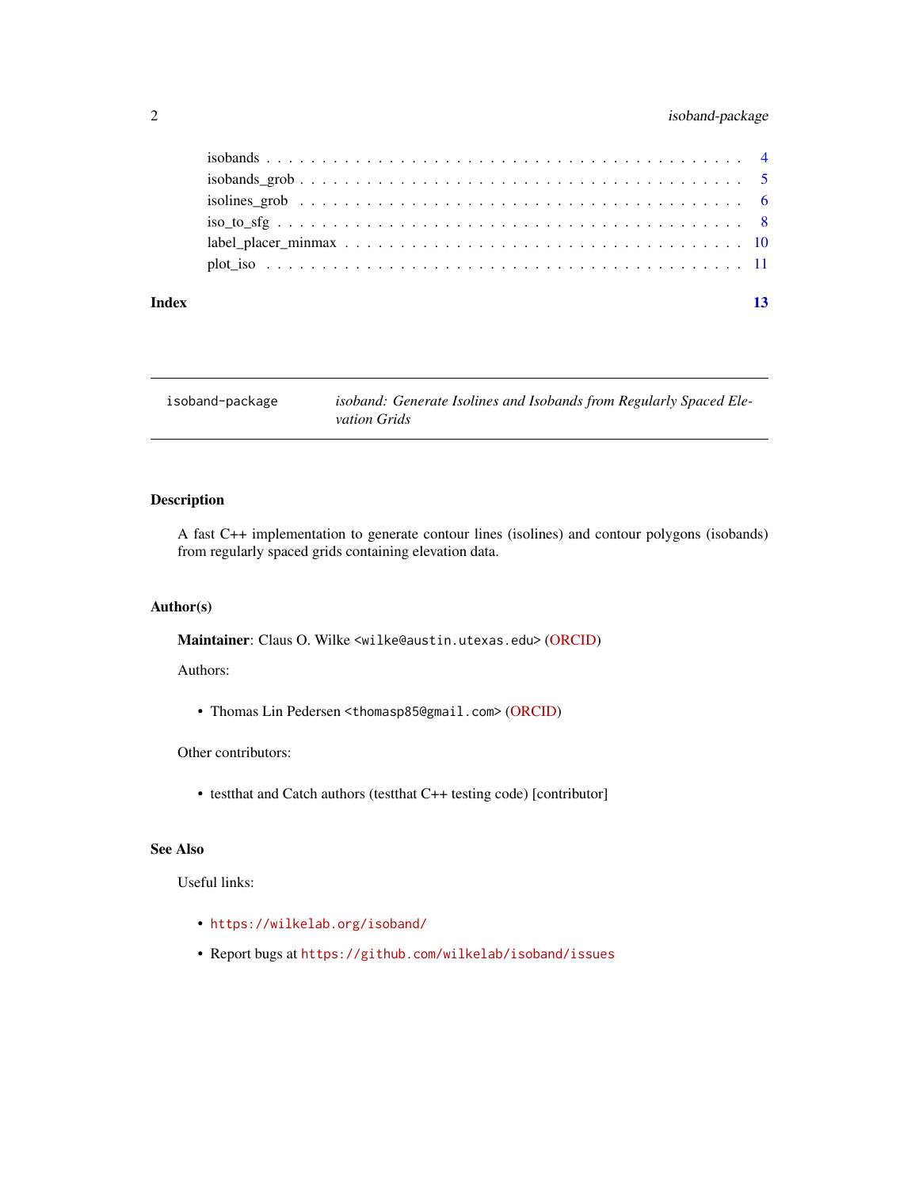isobands . . . . . . . . . . . . . . . . . . . . . . . . . . . . . . . . . . . . . . . . 4
isobands_grob . . . . . . . . . . . . . . . . . . . . . . . . . . . . . . . . . . . . . . 5
isolines_grob . . . . . . . . . . . . . . . . . . . . . . . . . . . . . . . . . . . . . . 6
iso_to_sfg . . . . . . . . . . . . . . . . . . . . . . . . . . . . . . . . . . . . . . . 8
label_placer_minmax . . . . . . . . . . . . . . . . . . . . . . . . . . . . . . . . . . 10
plot_iso . . . . . . . . . . . . . . . . . . . . . . . . . . . . . . . . . . . . . . . . 11

**Index** **13**

---

`isoband-package` *isoband: Generate Isolines and Isobands from Regularly Spaced Elevation Grids*

---

## Description

A fast C++ implementation to generate contour lines (isolines) and contour polygons (isobands) from regularly spaced grids containing elevation data.

## Author(s)

**Maintainer**: Claus O. Wilke <wilke@austin.utexas.edu> (ORCID)

Authors:

- Thomas Lin Pedersen <thomasp85@gmail.com> (ORCID)

Other contributors:

- testthat and Catch authors (testthat C++ testing code) [contributor]

## See Also

Useful links:

- https://wilkelab.org/isoband/
- Report bugs at https://github.com/wilkelab/isoband/issues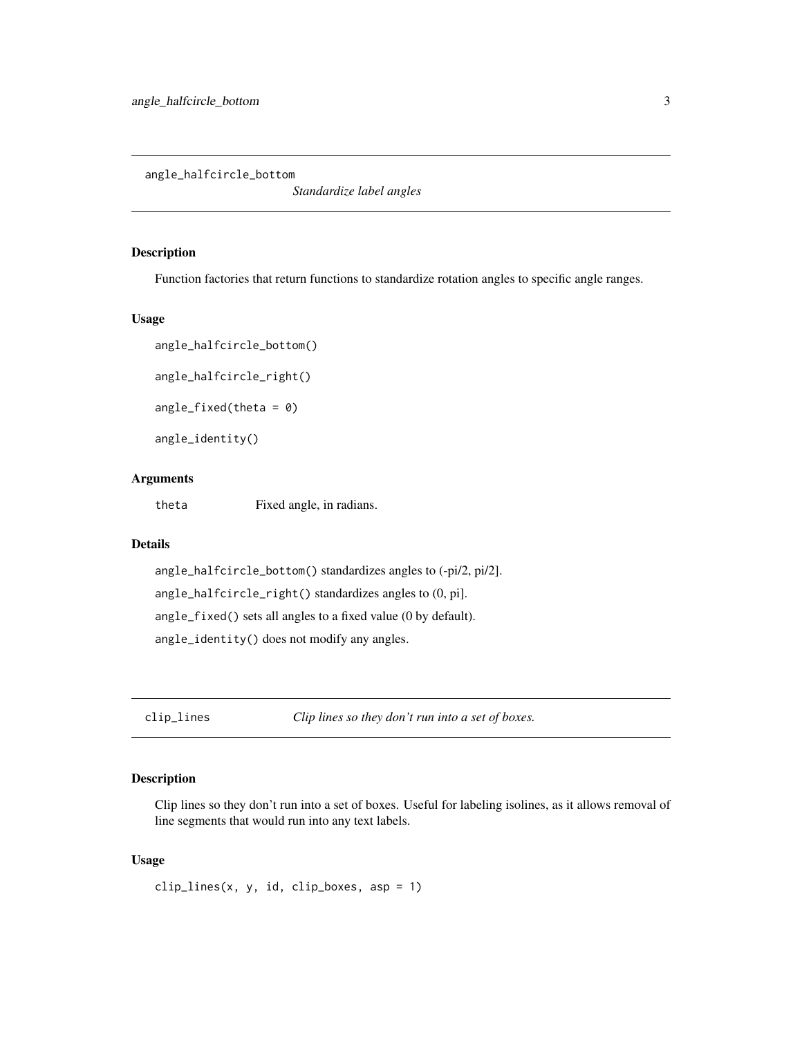## angle_halfcircle_bottom

*Standardize label angles*

### Description

Function factories that return functions to standardize rotation angles to specific angle ranges.

### Usage

```
angle_halfcircle_bottom()

angle_halfcircle_right()

angle_fixed(theta = 0)

angle_identity()
```

### Arguments

| | |
|---|---|
| theta | Fixed angle, in radians. |

### Details

`angle_halfcircle_bottom()` standardizes angles to (-pi/2, pi/2].

`angle_halfcircle_right()` standardizes angles to (0, pi].

`angle_fixed()` sets all angles to a fixed value (0 by default).

`angle_identity()` does not modify any angles.

## clip_lines

*Clip lines so they don't run into a set of boxes.*

### Description

Clip lines so they don't run into a set of boxes. Useful for labeling isolines, as it allows removal of line segments that would run into any text labels.

### Usage

```
clip_lines(x, y, id, clip_boxes, asp = 1)
```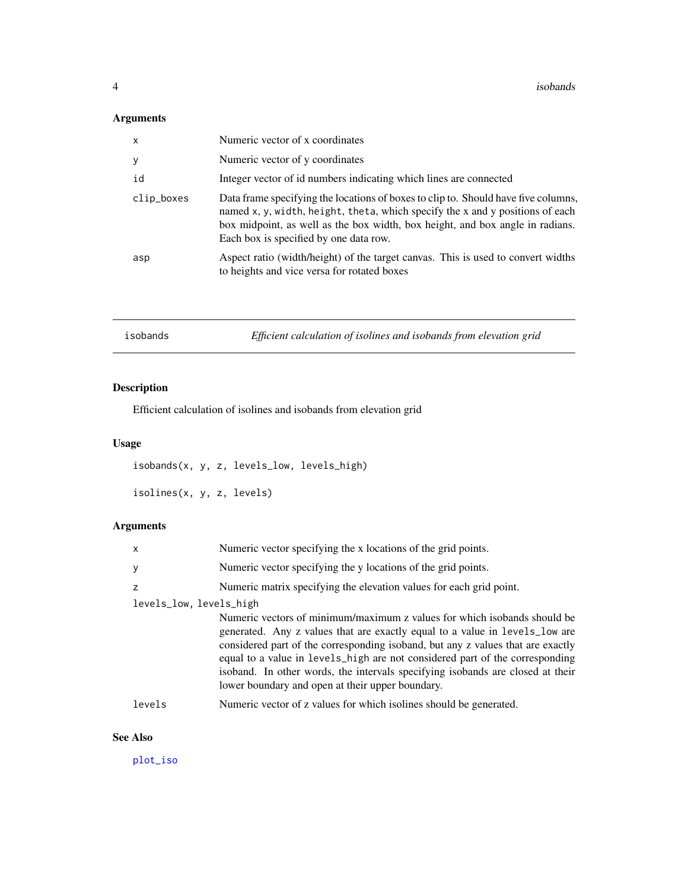## Arguments

| | |
|---|---|
| `x` | Numeric vector of x coordinates |
| `y` | Numeric vector of y coordinates |
| `id` | Integer vector of id numbers indicating which lines are connected |
| `clip_boxes` | Data frame specifying the locations of boxes to clip to. Should have five columns, named `x`, `y`, `width`, `height`, `theta`, which specify the x and y positions of each box midpoint, as well as the box width, box height, and box angle in radians. Each box is specified by one data row. |
| `asp` | Aspect ratio (width/height) of the target canvas. This is used to convert widths to heights and vice versa for rotated boxes |

---

`isobands` — *Efficient calculation of isolines and isobands from elevation grid*

---

## Description

Efficient calculation of isolines and isobands from elevation grid

## Usage

```
isobands(x, y, z, levels_low, levels_high)

isolines(x, y, z, levels)
```

## Arguments

| | |
|---|---|
| `x` | Numeric vector specifying the x locations of the grid points. |
| `y` | Numeric vector specifying the y locations of the grid points. |
| `z` | Numeric matrix specifying the elevation values for each grid point. |
| `levels_low, levels_high` | Numeric vectors of minimum/maximum z values for which isobands should be generated. Any z values that are exactly equal to a value in `levels_low` are considered part of the corresponding isoband, but any z values that are exactly equal to a value in `levels_high` are not considered part of the corresponding isoband. In other words, the intervals specifying isobands are closed at their lower boundary and open at their upper boundary. |
| `levels` | Numeric vector of z values for which isolines should be generated. |

## See Also

`plot_iso`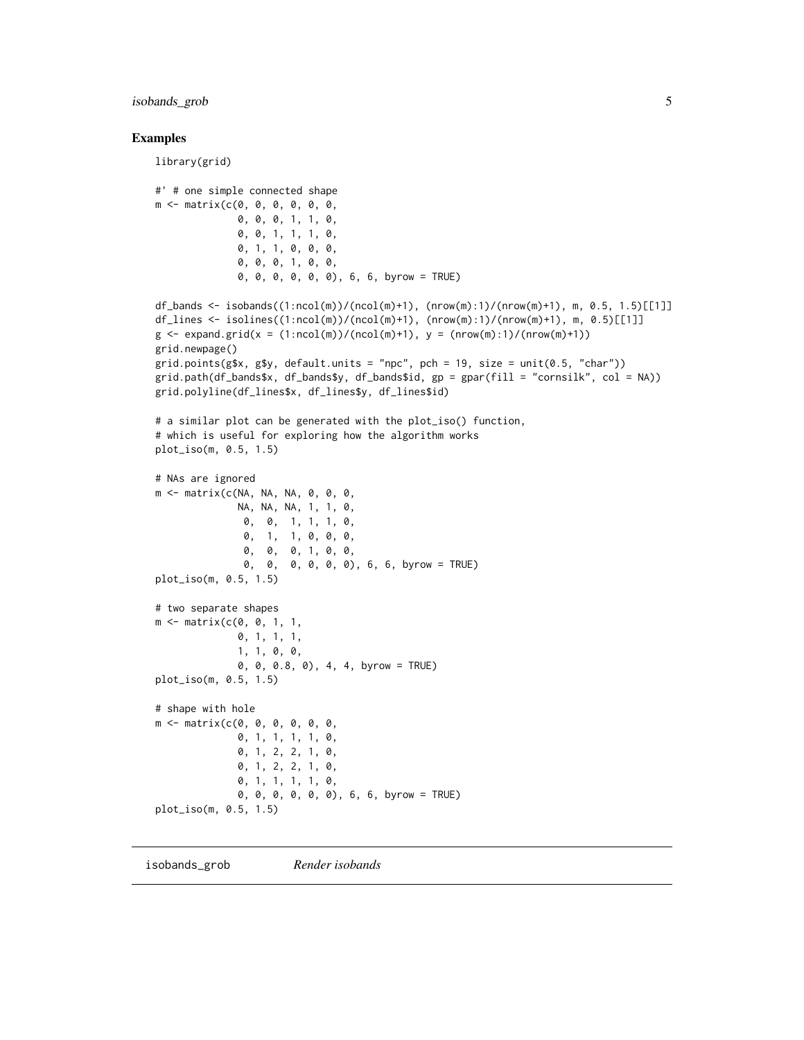## Examples

```
library(grid)

#' # one simple connected shape
m <- matrix(c(0, 0, 0, 0, 0, 0,
              0, 0, 0, 1, 1, 0,
              0, 0, 1, 1, 1, 0,
              0, 1, 1, 0, 0, 0,
              0, 0, 0, 1, 0, 0,
              0, 0, 0, 0, 0, 0), 6, 6, byrow = TRUE)

df_bands <- isobands((1:ncol(m))/(ncol(m)+1), (nrow(m):1)/(nrow(m)+1), m, 0.5, 1.5)[[1]]
df_lines <- isolines((1:ncol(m))/(ncol(m)+1), (nrow(m):1)/(nrow(m)+1), m, 0.5)[[1]]
g <- expand.grid(x = (1:ncol(m))/(ncol(m)+1), y = (nrow(m):1)/(nrow(m)+1))
grid.newpage()
grid.points(g$x, g$y, default.units = "npc", pch = 19, size = unit(0.5, "char"))
grid.path(df_bands$x, df_bands$y, df_bands$id, gp = gpar(fill = "cornsilk", col = NA))
grid.polyline(df_lines$x, df_lines$y, df_lines$id)

# a similar plot can be generated with the plot_iso() function,
# which is useful for exploring how the algorithm works
plot_iso(m, 0.5, 1.5)

# NAs are ignored
m <- matrix(c(NA, NA, NA, 0, 0, 0,
              NA, NA, NA, 1, 1, 0,
               0,  0,  1, 1, 1, 0,
               0,  1,  1, 0, 0, 0,
               0,  0,  0, 1, 0, 0,
               0,  0,  0, 0, 0, 0), 6, 6, byrow = TRUE)
plot_iso(m, 0.5, 1.5)

# two separate shapes
m <- matrix(c(0, 0, 1, 1,
              0, 1, 1, 1,
              1, 1, 0, 0,
              0, 0, 0.8, 0), 4, 4, byrow = TRUE)
plot_iso(m, 0.5, 1.5)

# shape with hole
m <- matrix(c(0, 0, 0, 0, 0, 0,
              0, 1, 1, 1, 1, 0,
              0, 1, 2, 2, 1, 0,
              0, 1, 2, 2, 1, 0,
              0, 1, 1, 1, 1, 0,
              0, 0, 0, 0, 0, 0), 6, 6, byrow = TRUE)
plot_iso(m, 0.5, 1.5)
```

---

# isobands_grob    *Render isobands*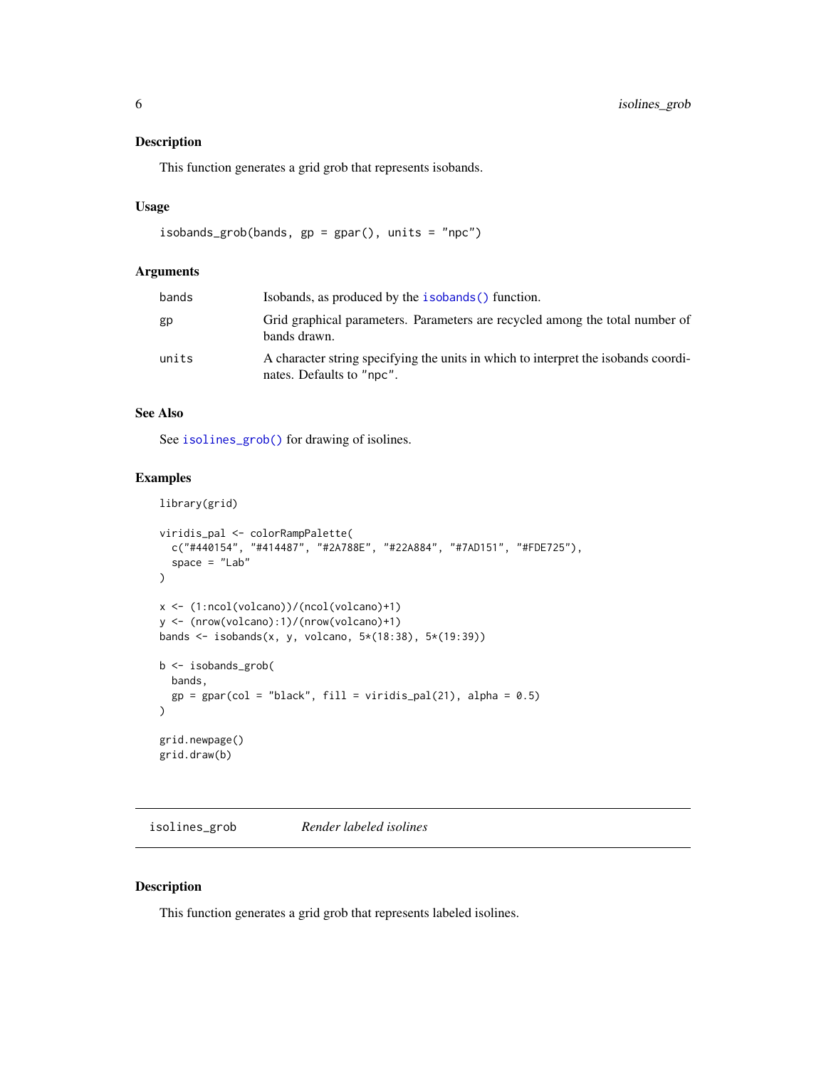## Description

This function generates a grid grob that represents isobands.

## Usage

```
isobands_grob(bands, gp = gpar(), units = "npc")
```

## Arguments

| | |
|---|---|
| bands | Isobands, as produced by the `isobands()` function. |
| gp | Grid graphical parameters. Parameters are recycled among the total number of bands drawn. |
| units | A character string specifying the units in which to interpret the isobands coordinates. Defaults to "npc". |

## See Also

See `isolines_grob()` for drawing of isolines.

## Examples

```
library(grid)

viridis_pal <- colorRampPalette(
  c("#440154", "#414487", "#2A788E", "#22A884", "#7AD151", "#FDE725"),
  space = "Lab"
)

x <- (1:ncol(volcano))/(ncol(volcano)+1)
y <- (nrow(volcano):1)/(nrow(volcano)+1)
bands <- isobands(x, y, volcano, 5*(18:38), 5*(19:39))

b <- isobands_grob(
  bands,
  gp = gpar(col = "black", fill = viridis_pal(21), alpha = 0.5)
)

grid.newpage()
grid.draw(b)
```

---

# isolines_grob    *Render labeled isolines*

## Description

This function generates a grid grob that represents labeled isolines.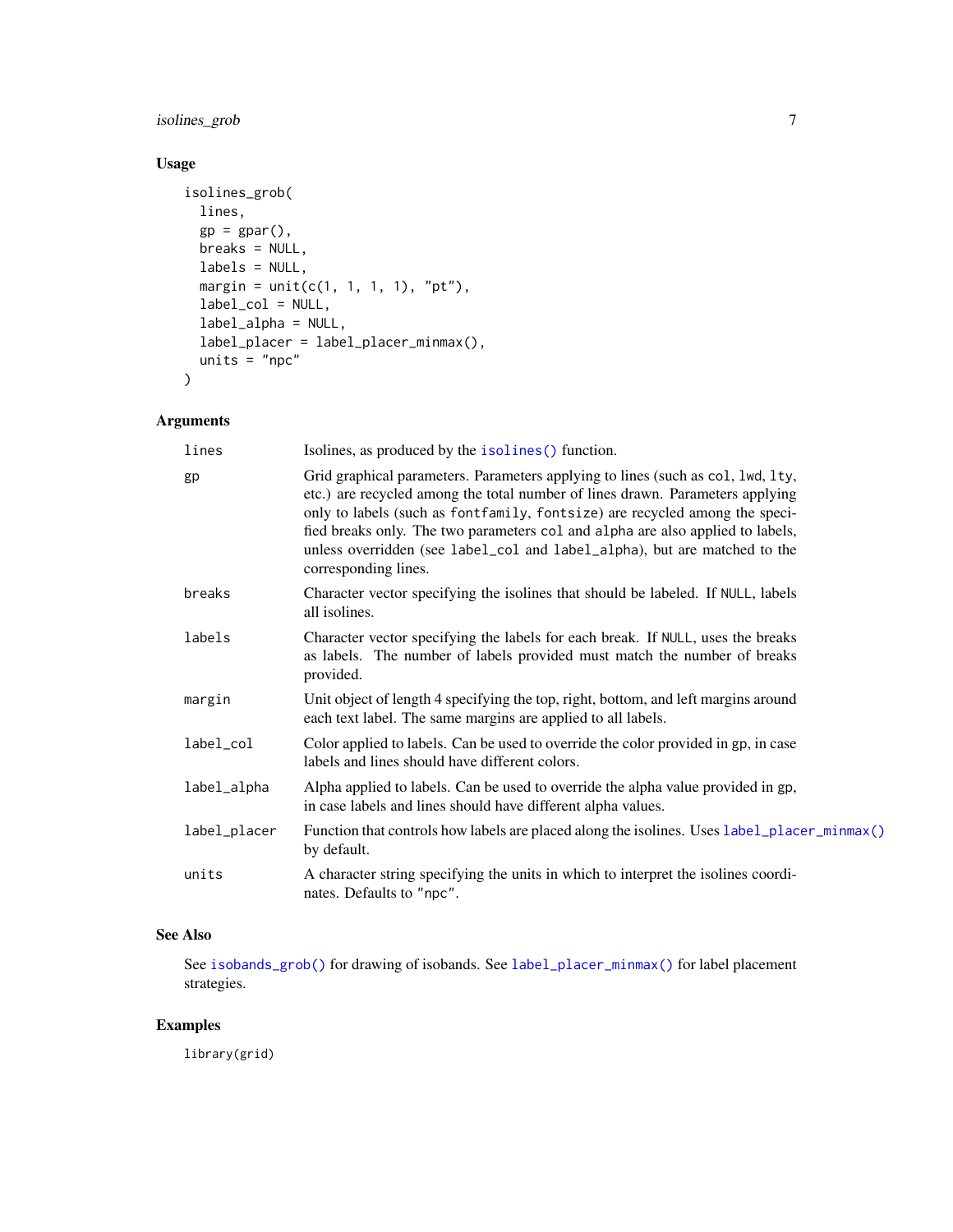### Usage

```
isolines_grob(
  lines,
  gp = gpar(),
  breaks = NULL,
  labels = NULL,
  margin = unit(c(1, 1, 1, 1), "pt"),
  label_col = NULL,
  label_alpha = NULL,
  label_placer = label_placer_minmax(),
  units = "npc"
)
```

### Arguments

| | |
|---|---|
| `lines` | Isolines, as produced by the `isolines()` function. |
| `gp` | Grid graphical parameters. Parameters applying to lines (such as `col`, `lwd`, `lty`, etc.) are recycled among the total number of lines drawn. Parameters applying only to labels (such as `fontfamily`, `fontsize`) are recycled among the specified breaks only. The two parameters `col` and `alpha` are also applied to labels, unless overridden (see `label_col` and `label_alpha`), but are matched to the corresponding lines. |
| `breaks` | Character vector specifying the isolines that should be labeled. If `NULL`, labels all isolines. |
| `labels` | Character vector specifying the labels for each break. If `NULL`, uses the breaks as labels. The number of labels provided must match the number of breaks provided. |
| `margin` | Unit object of length 4 specifying the top, right, bottom, and left margins around each text label. The same margins are applied to all labels. |
| `label_col` | Color applied to labels. Can be used to override the color provided in `gp`, in case labels and lines should have different colors. |
| `label_alpha` | Alpha applied to labels. Can be used to override the alpha value provided in `gp`, in case labels and lines should have different alpha values. |
| `label_placer` | Function that controls how labels are placed along the isolines. Uses `label_placer_minmax()` by default. |
| `units` | A character string specifying the units in which to interpret the isolines coordinates. Defaults to `"npc"`. |

### See Also

See `isobands_grob()` for drawing of isobands. See `label_placer_minmax()` for label placement strategies.

### Examples

```
library(grid)
```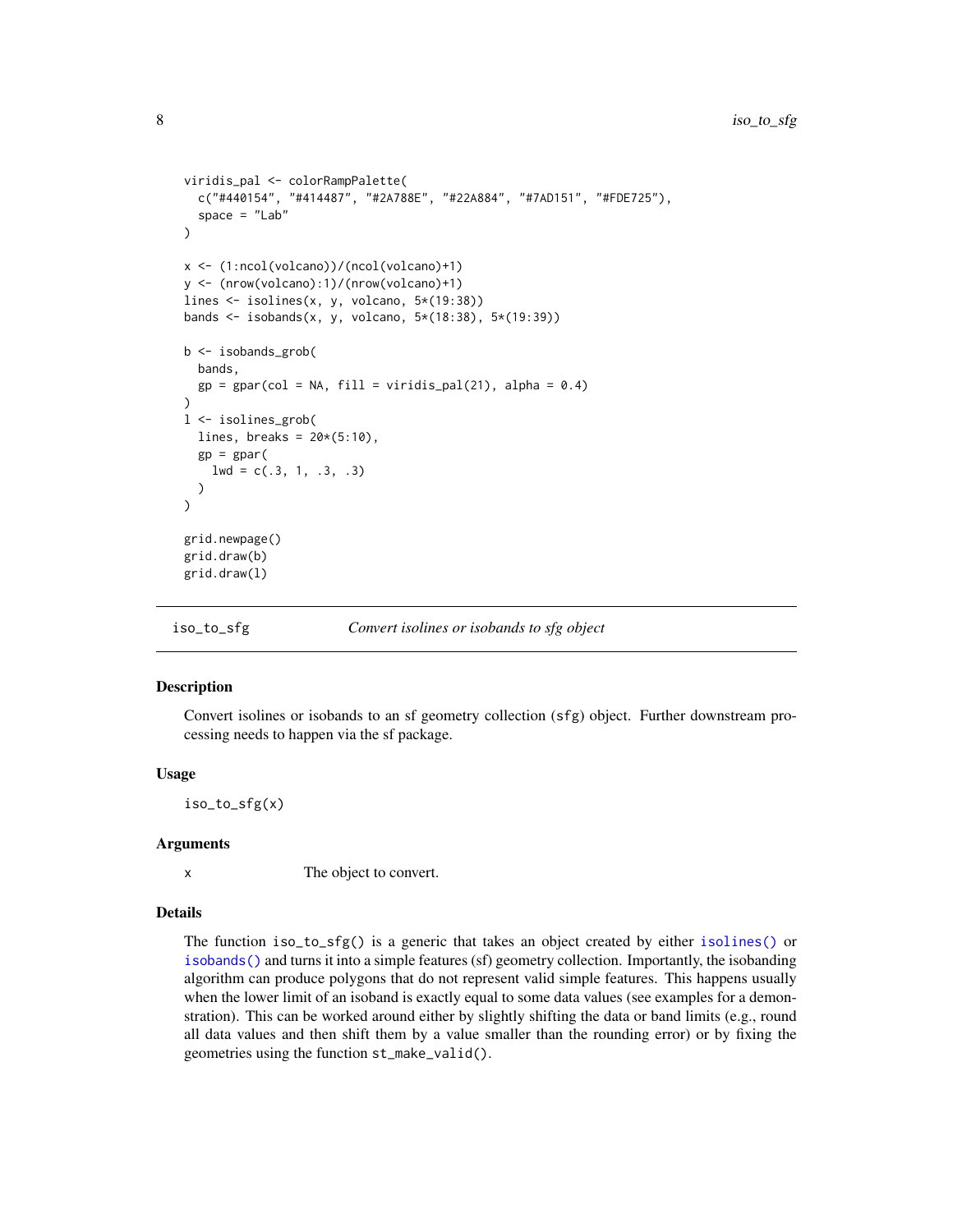```
viridis_pal <- colorRampPalette(
  c("#440154", "#414487", "#2A788E", "#22A884", "#7AD151", "#FDE725"),
  space = "Lab"
)

x <- (1:ncol(volcano))/(ncol(volcano)+1)
y <- (nrow(volcano):1)/(nrow(volcano)+1)
lines <- isolines(x, y, volcano, 5*(19:38))
bands <- isobands(x, y, volcano, 5*(18:38), 5*(19:39))

b <- isobands_grob(
  bands,
  gp = gpar(col = NA, fill = viridis_pal(21), alpha = 0.4)
)
l <- isolines_grob(
  lines, breaks = 20*(5:10),
  gp = gpar(
    lwd = c(.3, 1, .3, .3)
  )
)

grid.newpage()
grid.draw(b)
grid.draw(l)
```

## iso_to_sfg — *Convert isolines or isobands to sfg object*

### Description

Convert isolines or isobands to an sf geometry collection (`sfg`) object. Further downstream processing needs to happen via the sf package.

### Usage

```
iso_to_sfg(x)
```

### Arguments

| | |
|---|---|
| `x` | The object to convert. |

### Details

The function `iso_to_sfg()` is a generic that takes an object created by either `isolines()` or `isobands()` and turns it into a simple features (sf) geometry collection. Importantly, the isobanding algorithm can produce polygons that do not represent valid simple features. This happens usually when the lower limit of an isoband is exactly equal to some data values (see examples for a demonstration). This can be worked around either by slightly shifting the data or band limits (e.g., round all data values and then shift them by a value smaller than the rounding error) or by fixing the geometries using the function `st_make_valid()`.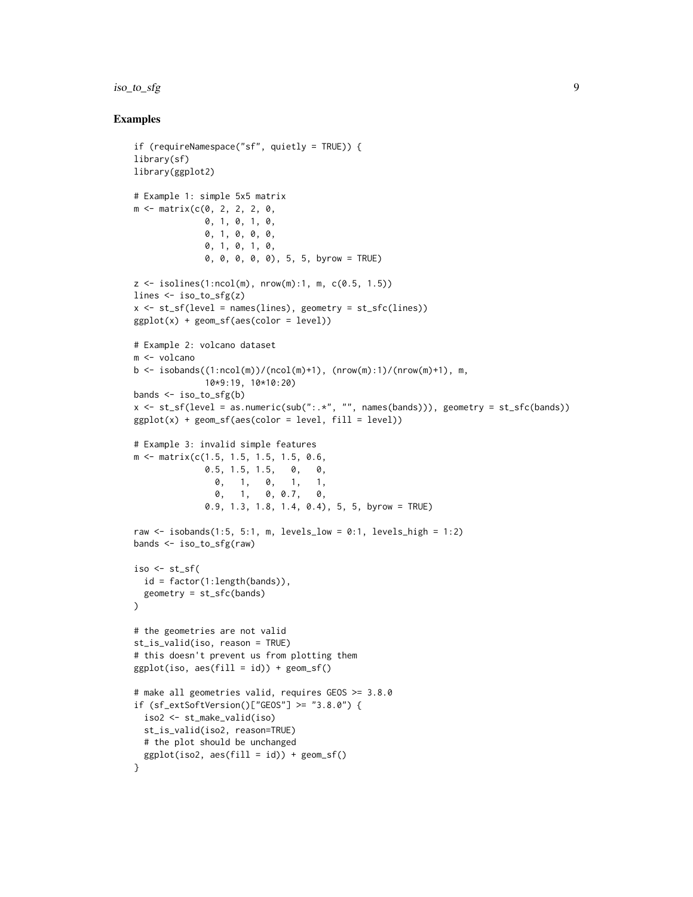## Examples

```
if (requireNamespace("sf", quietly = TRUE)) {
library(sf)
library(ggplot2)

# Example 1: simple 5x5 matrix
m <- matrix(c(0, 2, 2, 2, 0,
              0, 1, 0, 1, 0,
              0, 1, 0, 0, 0,
              0, 1, 0, 1, 0,
              0, 0, 0, 0, 0), 5, 5, byrow = TRUE)

z <- isolines(1:ncol(m), nrow(m):1, m, c(0.5, 1.5))
lines <- iso_to_sfg(z)
x <- st_sf(level = names(lines), geometry = st_sfc(lines))
ggplot(x) + geom_sf(aes(color = level))

# Example 2: volcano dataset
m <- volcano
b <- isobands((1:ncol(m))/(ncol(m)+1), (nrow(m):1)/(nrow(m)+1), m,
              10*9:19, 10*10:20)
bands <- iso_to_sfg(b)
x <- st_sf(level = as.numeric(sub(":.*", "", names(bands))), geometry = st_sfc(bands))
ggplot(x) + geom_sf(aes(color = level, fill = level))

# Example 3: invalid simple features
m <- matrix(c(1.5, 1.5, 1.5, 1.5, 0.6,
              0.5, 1.5, 1.5,   0,   0,
                0,   1,   0,   1,   1,
                0,   1,   0, 0.7,   0,
              0.9, 1.3, 1.8, 1.4, 0.4), 5, 5, byrow = TRUE)

raw <- isobands(1:5, 5:1, m, levels_low = 0:1, levels_high = 1:2)
bands <- iso_to_sfg(raw)

iso <- st_sf(
  id = factor(1:length(bands)),
  geometry = st_sfc(bands)
)

# the geometries are not valid
st_is_valid(iso, reason = TRUE)
# this doesn't prevent us from plotting them
ggplot(iso, aes(fill = id)) + geom_sf()

# make all geometries valid, requires GEOS >= 3.8.0
if (sf_extSoftVersion()["GEOS"] >= "3.8.0") {
  iso2 <- st_make_valid(iso)
  st_is_valid(iso2, reason=TRUE)
  # the plot should be unchanged
  ggplot(iso2, aes(fill = id)) + geom_sf()
}
```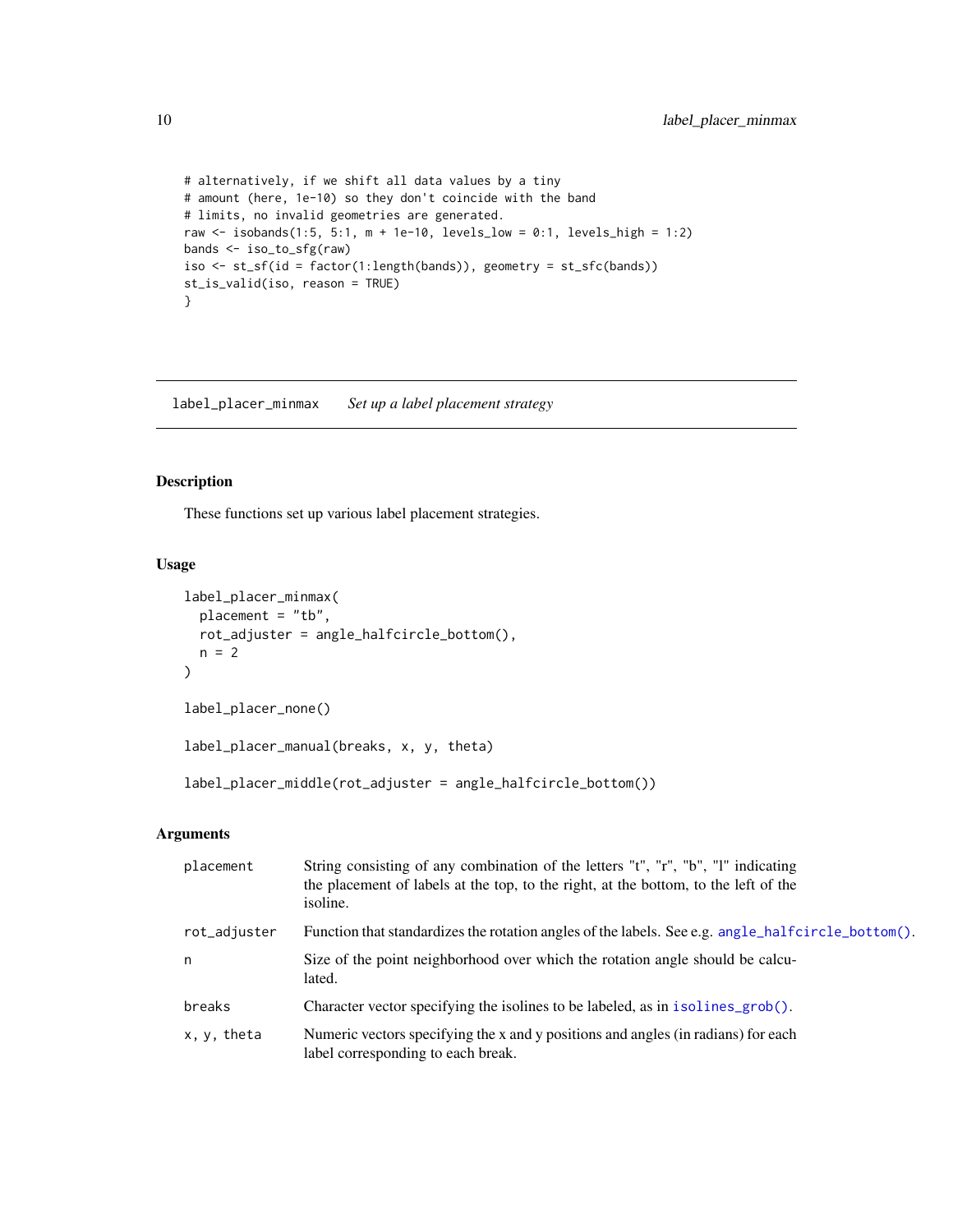```
# alternatively, if we shift all data values by a tiny
# amount (here, 1e-10) so they don't coincide with the band
# limits, no invalid geometries are generated.
raw <- isobands(1:5, 5:1, m + 1e-10, levels_low = 0:1, levels_high = 1:2)
bands <- iso_to_sfg(raw)
iso <- st_sf(id = factor(1:length(bands)), geometry = st_sfc(bands))
st_is_valid(iso, reason = TRUE)
}
```

---

## label_placer_minmax — *Set up a label placement strategy*

---

### Description

These functions set up various label placement strategies.

### Usage

```
label_placer_minmax(
  placement = "tb",
  rot_adjuster = angle_halfcircle_bottom(),
  n = 2
)

label_placer_none()

label_placer_manual(breaks, x, y, theta)

label_placer_middle(rot_adjuster = angle_halfcircle_bottom())
```

### Arguments

| | |
|---|---|
| `placement` | String consisting of any combination of the letters "t", "r", "b", "l" indicating the placement of labels at the top, to the right, at the bottom, to the left of the isoline. |
| `rot_adjuster` | Function that standardizes the rotation angles of the labels. See e.g. `angle_halfcircle_bottom()`. |
| `n` | Size of the point neighborhood over which the rotation angle should be calculated. |
| `breaks` | Character vector specifying the isolines to be labeled, as in `isolines_grob()`. |
| `x, y, theta` | Numeric vectors specifying the x and y positions and angles (in radians) for each label corresponding to each break. |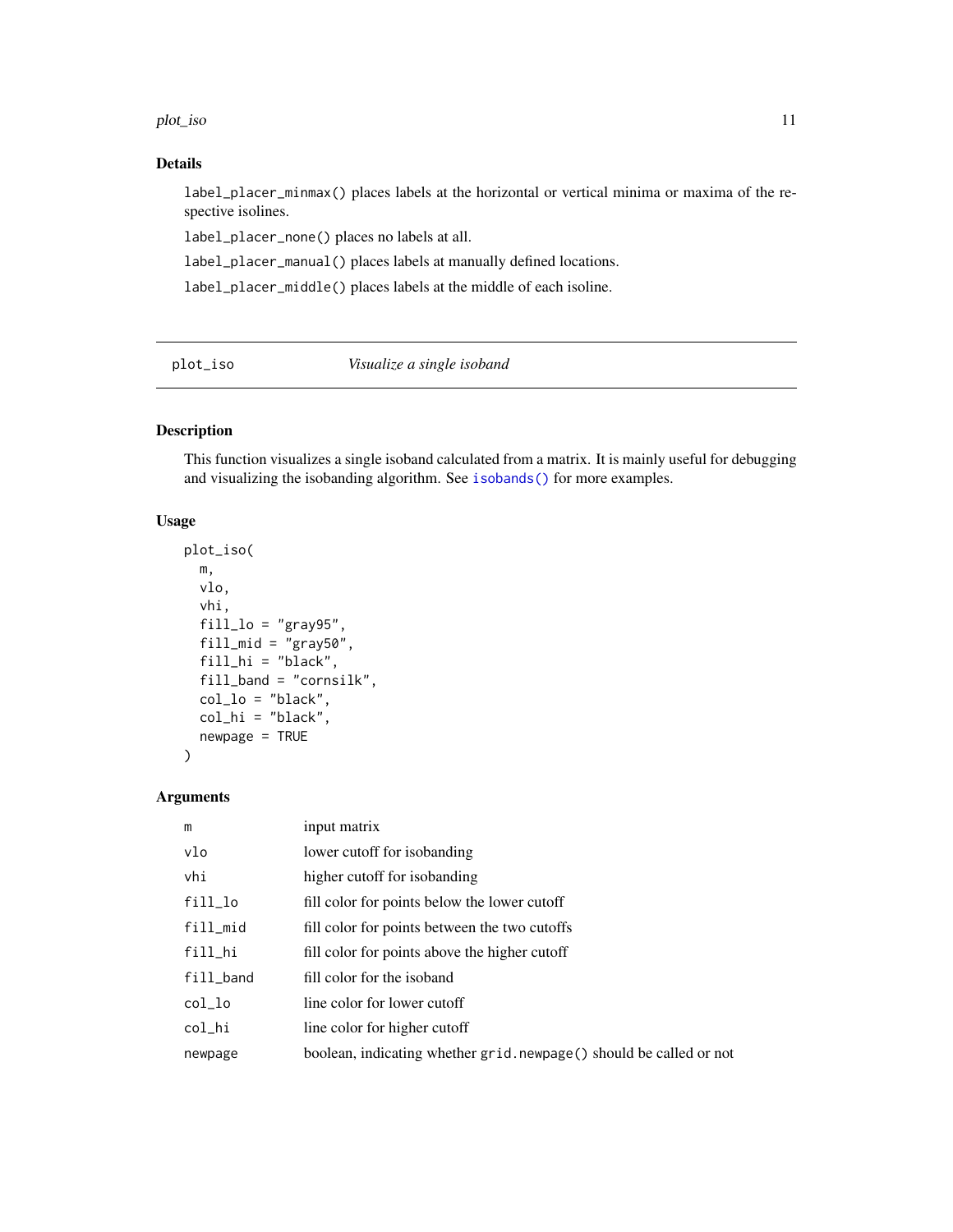## Details

`label_placer_minmax()` places labels at the horizontal or vertical minima or maxima of the respective isolines.

`label_placer_none()` places no labels at all.

`label_placer_manual()` places labels at manually defined locations.

`label_placer_middle()` places labels at the middle of each isoline.

---

`plot_iso` *Visualize a single isoband*

---

## Description

This function visualizes a single isoband calculated from a matrix. It is mainly useful for debugging and visualizing the isobanding algorithm. See `isobands()` for more examples.

## Usage

```
plot_iso(
  m,
  vlo,
  vhi,
  fill_lo = "gray95",
  fill_mid = "gray50",
  fill_hi = "black",
  fill_band = "cornsilk",
  col_lo = "black",
  col_hi = "black",
  newpage = TRUE
)
```

## Arguments

| | |
|---|---|
| `m` | input matrix |
| `vlo` | lower cutoff for isobanding |
| `vhi` | higher cutoff for isobanding |
| `fill_lo` | fill color for points below the lower cutoff |
| `fill_mid` | fill color for points between the two cutoffs |
| `fill_hi` | fill color for points above the higher cutoff |
| `fill_band` | fill color for the isoband |
| `col_lo` | line color for lower cutoff |
| `col_hi` | line color for higher cutoff |
| `newpage` | boolean, indicating whether `grid.newpage()` should be called or not |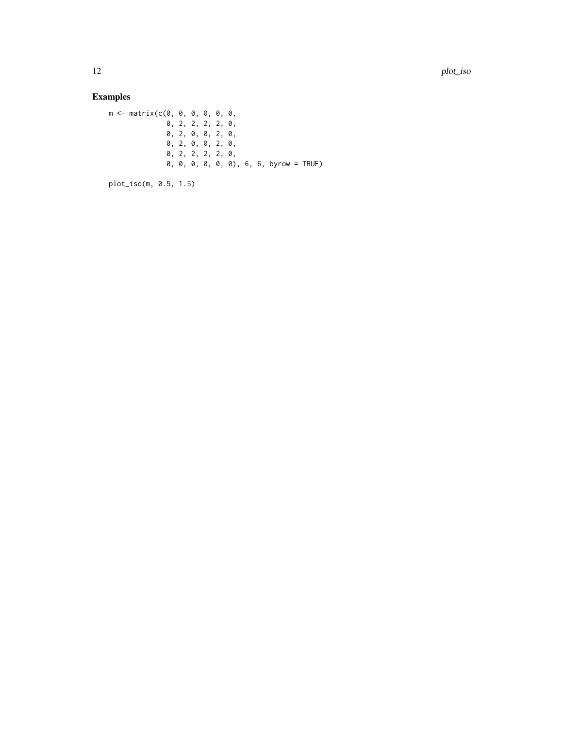## Examples

```
m <- matrix(c(0, 0, 0, 0, 0, 0,
              0, 2, 2, 2, 2, 0,
              0, 2, 0, 0, 2, 0,
              0, 2, 0, 0, 2, 0,
              0, 2, 2, 2, 2, 0,
              0, 0, 0, 0, 0, 0), 6, 6, byrow = TRUE)

plot_iso(m, 0.5, 1.5)
```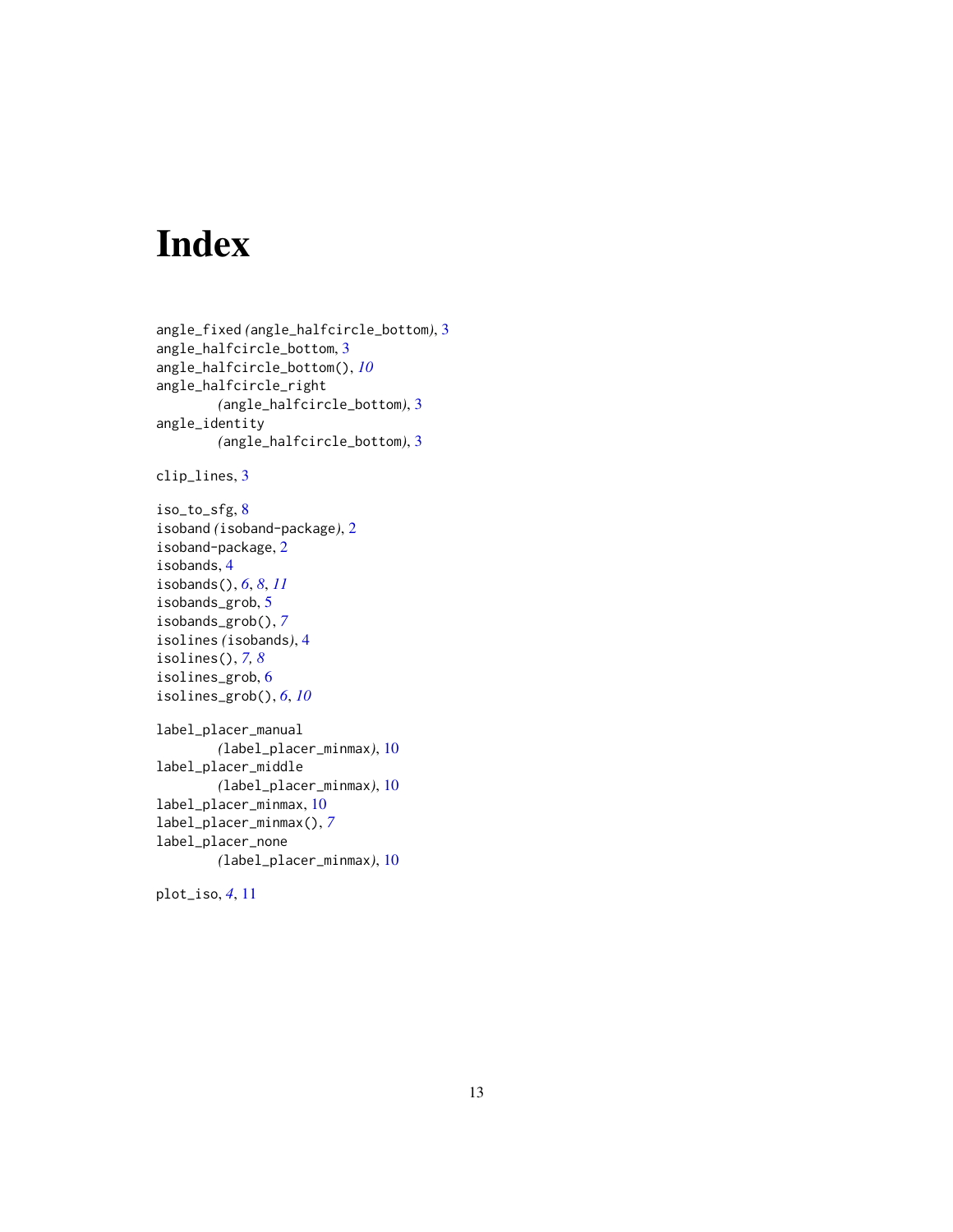# Index

angle_fixed (angle_halfcircle_bottom), 3
angle_halfcircle_bottom, 3
angle_halfcircle_bottom(), *10*
angle_halfcircle_right (angle_halfcircle_bottom), 3
angle_identity (angle_halfcircle_bottom), 3

clip_lines, 3

iso_to_sfg, 8
isoband (isoband-package), 2
isoband-package, 2
isobands, 4
isobands(), *6*, *8*, *11*
isobands_grob, 5
isobands_grob(), *7*
isolines (isobands), 4
isolines(), *7, 8*
isolines_grob, 6
isolines_grob(), *6*, *10*

label_placer_manual (label_placer_minmax), 10
label_placer_middle (label_placer_minmax), 10
label_placer_minmax, 10
label_placer_minmax(), *7*
label_placer_none (label_placer_minmax), 10

plot_iso, *4*, 11